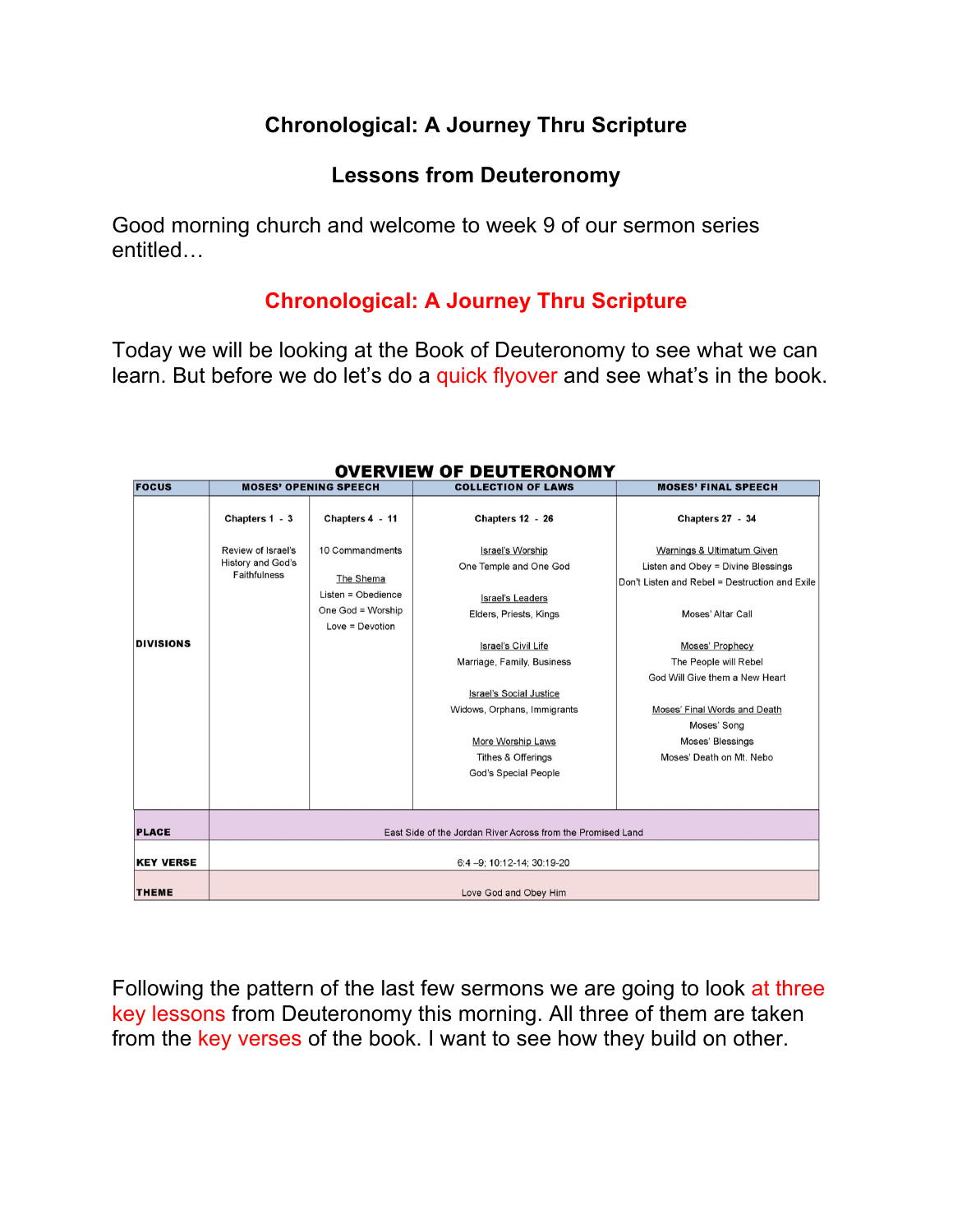# Chronological: A Journey Thru Scripture

## Lessons from Deuteronomy

Good morning church and welcome to week 9 of our sermon series entitled…

## Chronological: A Journey Thru Scripture

Today we will be looking at the Book of Deuteronomy to see what we can learn. But before we do let's do a quick flyover and see what's in the book.

**OVERVIEW OF DEUTERONOMY**

| FOCUS | MOSES' OPENING SPEECH | | COLLECTION OF LAWS | MOSES' FINAL SPEECH |
|---|---|---|---|---|
| DIVISIONS | **Chapters 1 - 3**<br><br>Review of Israel's History and God's Faithfulness | **Chapters 4 - 11**<br><br>10 Commandments<br><br>The Shema<br>Listen = Obedience<br>One God = Worship<br>Love = Devotion | **Chapters 12 - 26**<br><br>Israel's Worship<br>One Temple and One God<br><br>Israel's Leaders<br>Elders, Priests, Kings<br><br>Israel's Civil Life<br>Marriage, Family, Business<br><br>Israel's Social Justice<br>Widows, Orphans, Immigrants<br><br>More Worship Laws<br>Tithes & Offerings<br>God's Special People | **Chapters 27 - 34**<br><br>Warnings & Ultimatum Given<br>Listen and Obey = Divine Blessings<br>Don't Listen and Rebel = Destruction and Exile<br><br>Moses' Altar Call<br><br>Moses' Prophecy<br>The People will Rebel<br>God Will Give them a New Heart<br><br>Moses' Final Words and Death<br>Moses' Song<br>Moses' Blessings<br>Moses' Death on Mt. Nebo |
| PLACE | East Side of the Jordan River Across from the Promised Land | | | |
| KEY VERSE | 6:4 –9; 10:12-14; 30:19-20 | | | |
| THEME | Love God and Obey Him | | | |

Following the pattern of the last few sermons we are going to look at three key lessons from Deuteronomy this morning. All three of them are taken from the key verses of the book. I want to see how they build on other.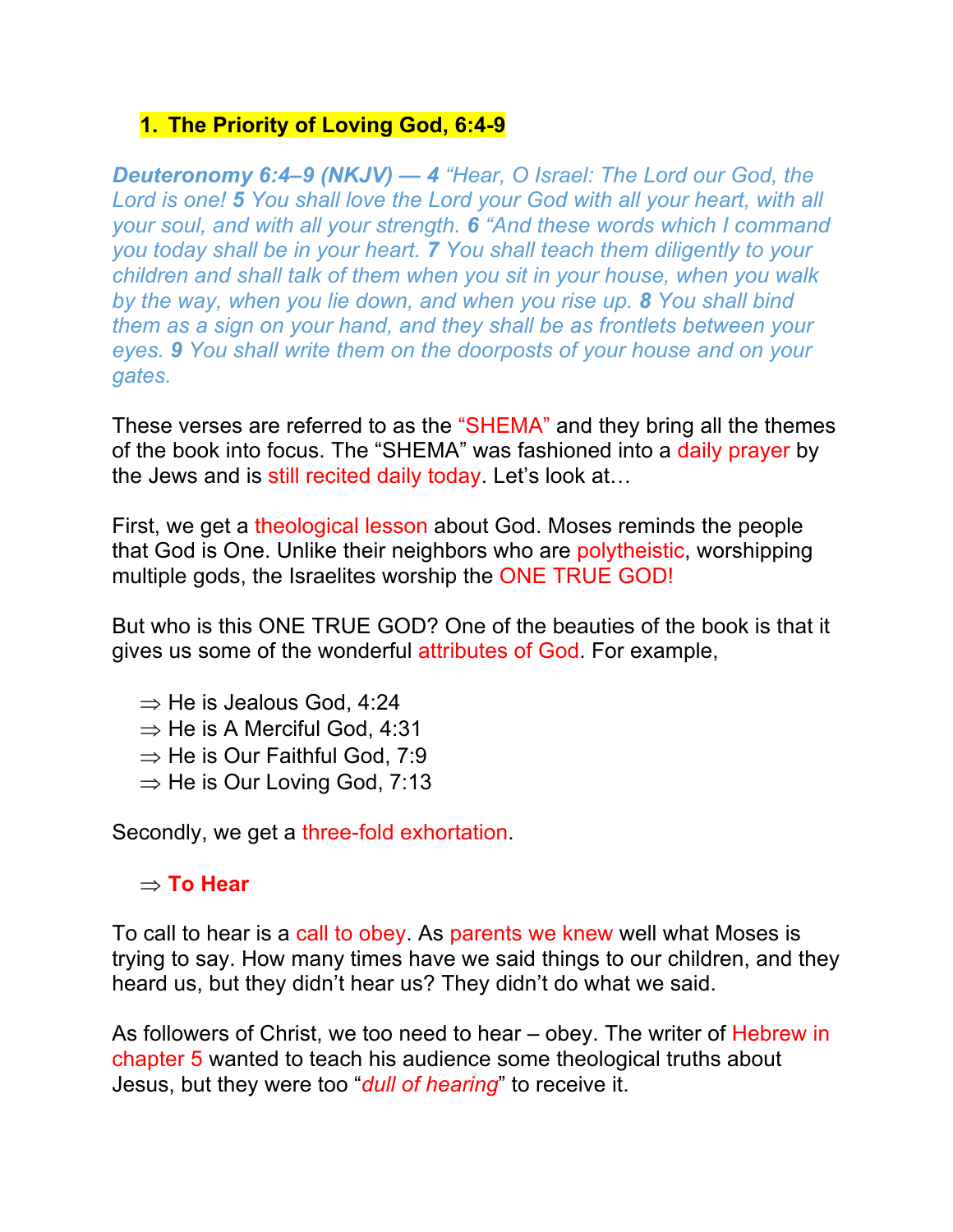## 1. The Priority of Loving God, 6:4-9

***Deuteronomy 6:4–9 (NKJV) — 4*** *"Hear, O Israel: The Lord our God, the Lord is one!* ***5*** *You shall love the Lord your God with all your heart, with all your soul, and with all your strength.* ***6*** *"And these words which I command you today shall be in your heart.* ***7*** *You shall teach them diligently to your children and shall talk of them when you sit in your house, when you walk by the way, when you lie down, and when you rise up.* ***8*** *You shall bind them as a sign on your hand, and they shall be as frontlets between your eyes.* ***9*** *You shall write them on the doorposts of your house and on your gates.*

These verses are referred to as the "SHEMA" and they bring all the themes of the book into focus. The "SHEMA" was fashioned into a daily prayer by the Jews and is still recited daily today. Let's look at…

First, we get a theological lesson about God. Moses reminds the people that God is One. Unlike their neighbors who are polytheistic, worshipping multiple gods, the Israelites worship the ONE TRUE GOD!

But who is this ONE TRUE GOD? One of the beauties of the book is that it gives us some of the wonderful attributes of God. For example,

- ⇒ He is Jealous God, 4:24
- ⇒ He is A Merciful God, 4:31
- ⇒ He is Our Faithful God, 7:9
- ⇒ He is Our Loving God, 7:13

Secondly, we get a three-fold exhortation.

- ⇒ **To Hear**

To call to hear is a call to obey. As parents we knew well what Moses is trying to say. How many times have we said things to our children, and they heard us, but they didn't hear us? They didn't do what we said.

As followers of Christ, we too need to hear – obey. The writer of Hebrew in chapter 5 wanted to teach his audience some theological truths about Jesus, but they were too "*dull of hearing*" to receive it.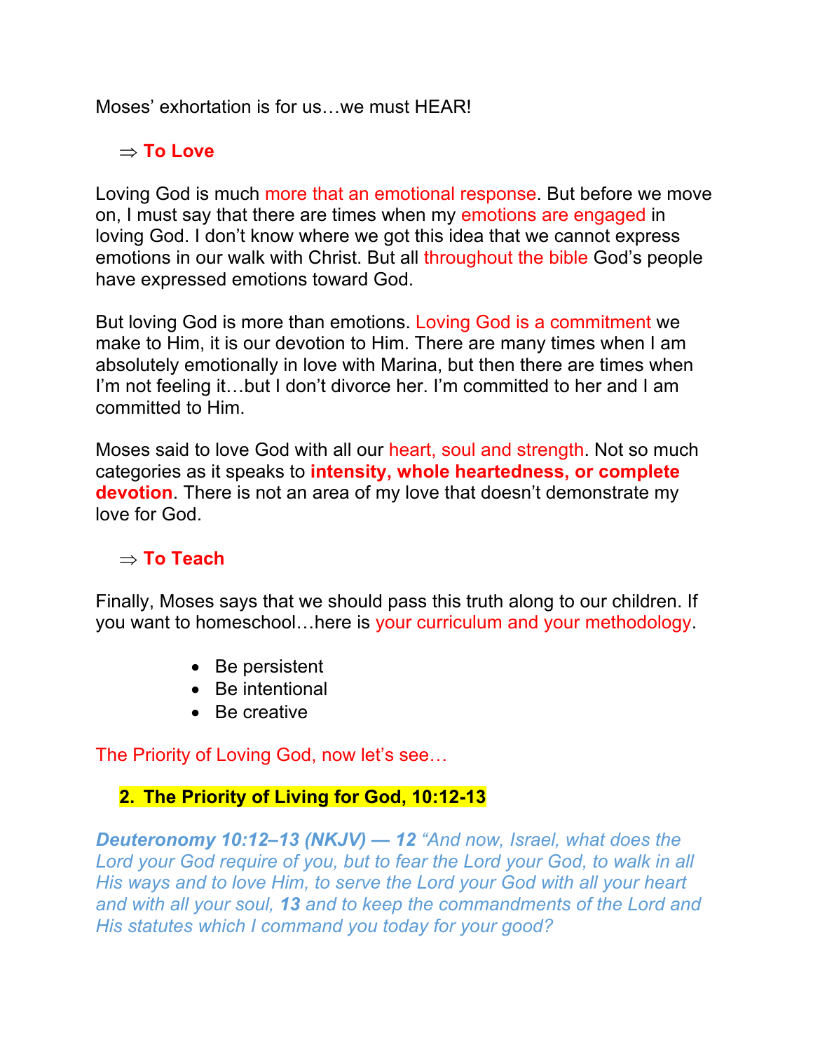Moses' exhortation is for us…we must HEAR!

⇒ **To Love**

Loving God is much more that an emotional response. But before we move on, I must say that there are times when my emotions are engaged in loving God. I don't know where we got this idea that we cannot express emotions in our walk with Christ. But all throughout the bible God's people have expressed emotions toward God.

But loving God is more than emotions. Loving God is a commitment we make to Him, it is our devotion to Him. There are many times when I am absolutely emotionally in love with Marina, but then there are times when I'm not feeling it…but I don't divorce her. I'm committed to her and I am committed to Him.

Moses said to love God with all our heart, soul and strength. Not so much categories as it speaks to **intensity, whole heartedness, or complete devotion**. There is not an area of my love that doesn't demonstrate my love for God.

⇒ **To Teach**

Finally, Moses says that we should pass this truth along to our children. If you want to homeschool…here is your curriculum and your methodology.

- Be persistent
- Be intentional
- Be creative

The Priority of Loving God, now let's see…

## 2. The Priority of Living for God, 10:12-13

***Deuteronomy 10:12–13 (NKJV) — 12*** *"And now, Israel, what does the Lord your God require of you, but to fear the Lord your God, to walk in all His ways and to love Him, to serve the Lord your God with all your heart and with all your soul,* ***13*** *and to keep the commandments of the Lord and His statutes which I command you today for your good?*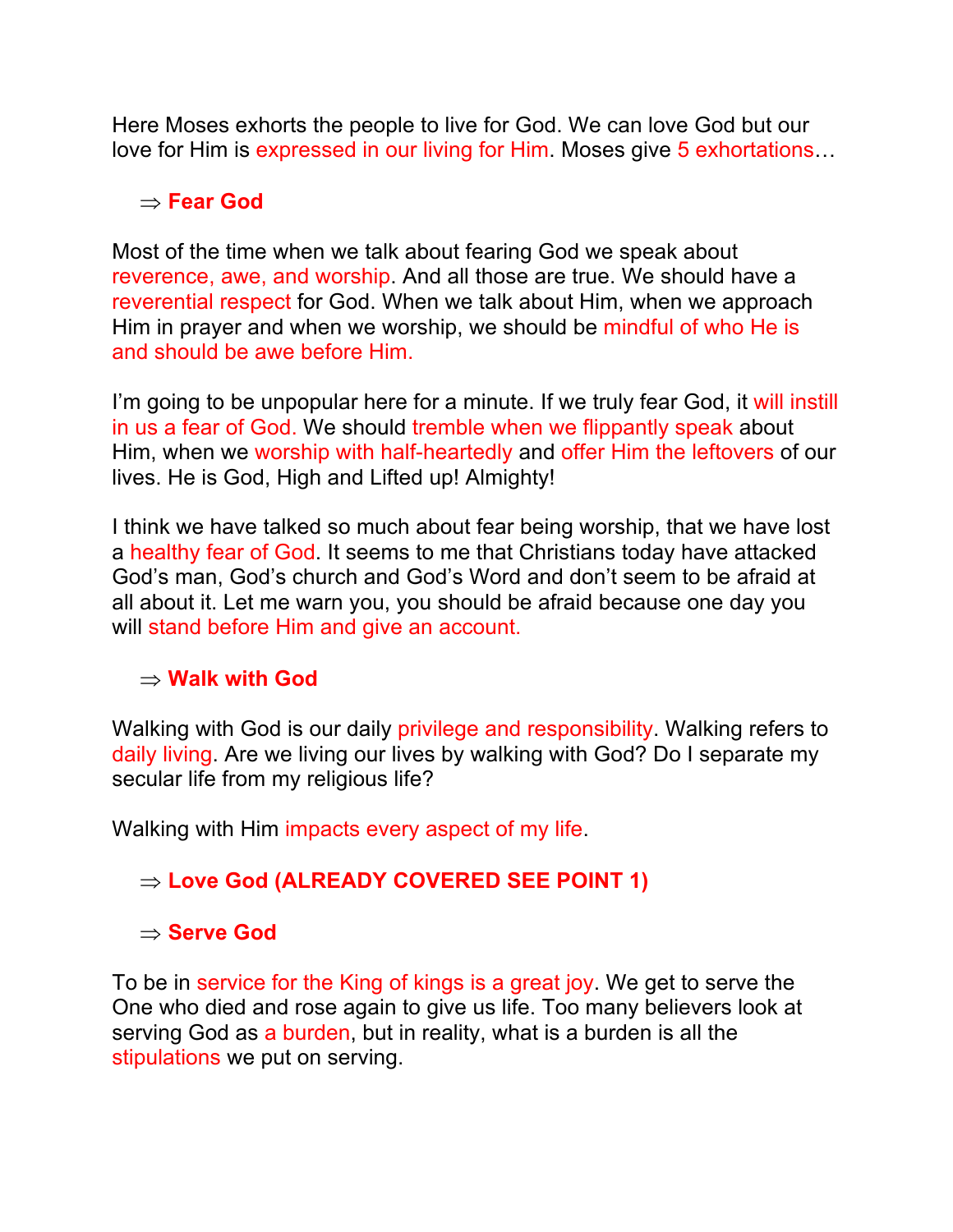Here Moses exhorts the people to live for God. We can love God but our love for Him is expressed in our living for Him. Moses give 5 exhortations…

⇒ **Fear God**

Most of the time when we talk about fearing God we speak about reverence, awe, and worship. And all those are true. We should have a reverential respect for God. When we talk about Him, when we approach Him in prayer and when we worship, we should be mindful of who He is and should be awe before Him.

I'm going to be unpopular here for a minute. If we truly fear God, it will instill in us a fear of God. We should tremble when we flippantly speak about Him, when we worship with half-heartedly and offer Him the leftovers of our lives. He is God, High and Lifted up! Almighty!

I think we have talked so much about fear being worship, that we have lost a healthy fear of God. It seems to me that Christians today have attacked God's man, God's church and God's Word and don't seem to be afraid at all about it. Let me warn you, you should be afraid because one day you will stand before Him and give an account.

⇒ **Walk with God**

Walking with God is our daily privilege and responsibility. Walking refers to daily living. Are we living our lives by walking with God? Do I separate my secular life from my religious life?

Walking with Him impacts every aspect of my life.

⇒ **Love God (ALREADY COVERED SEE POINT 1)**

⇒ **Serve God**

To be in service for the King of kings is a great joy. We get to serve the One who died and rose again to give us life. Too many believers look at serving God as a burden, but in reality, what is a burden is all the stipulations we put on serving.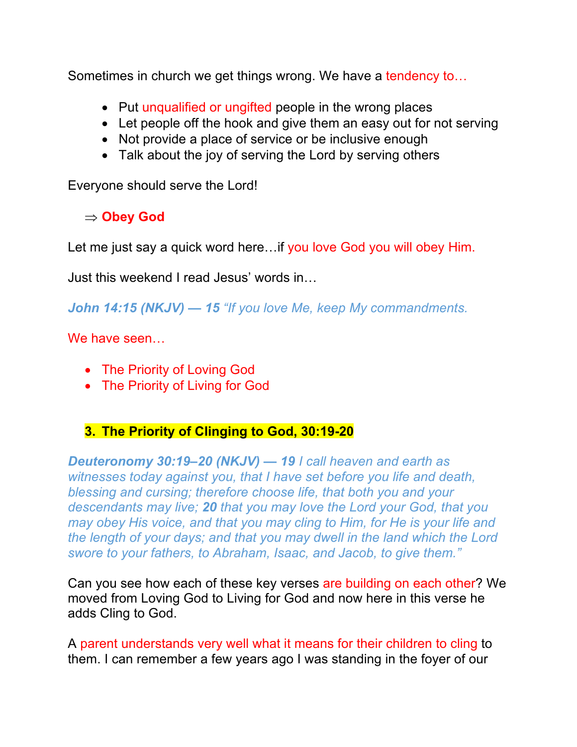Sometimes in church we get things wrong. We have a tendency to…

- Put unqualified or ungifted people in the wrong places
- Let people off the hook and give them an easy out for not serving
- Not provide a place of service or be inclusive enough
- Talk about the joy of serving the Lord by serving others

Everyone should serve the Lord!

⇒ **Obey God**

Let me just say a quick word here…if you love God you will obey Him.

Just this weekend I read Jesus' words in…

***John 14:15 (NKJV) — 15*** *"If you love Me, keep My commandments.*

We have seen…

- The Priority of Loving God
- The Priority of Living for God

### 3. The Priority of Clinging to God, 30:19-20

***Deuteronomy 30:19–20 (NKJV) — 19*** *I call heaven and earth as witnesses today against you, that I have set before you life and death, blessing and cursing; therefore choose life, that both you and your descendants may live;* ***20*** *that you may love the Lord your God, that you may obey His voice, and that you may cling to Him, for He is your life and the length of your days; and that you may dwell in the land which the Lord swore to your fathers, to Abraham, Isaac, and Jacob, to give them."*

Can you see how each of these key verses are building on each other? We moved from Loving God to Living for God and now here in this verse he adds Cling to God.

A parent understands very well what it means for their children to cling to them. I can remember a few years ago I was standing in the foyer of our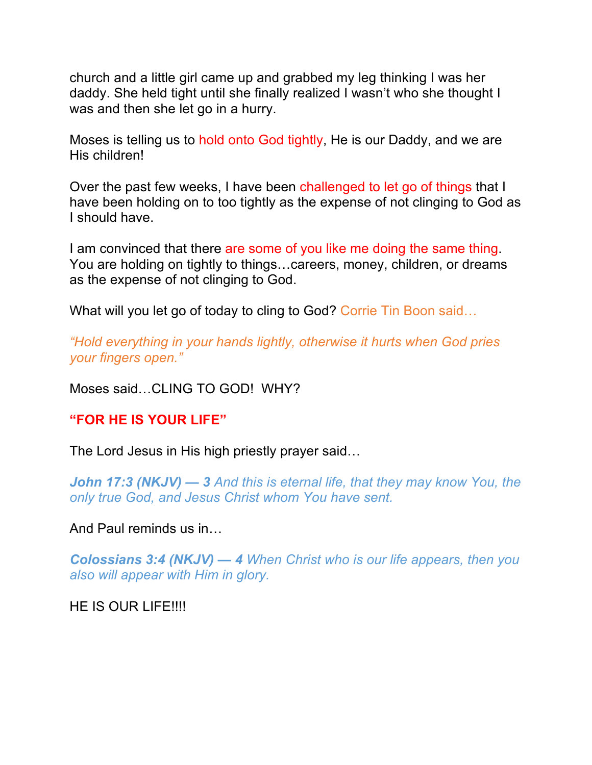church and a little girl came up and grabbed my leg thinking I was her daddy. She held tight until she finally realized I wasn't who she thought I was and then she let go in a hurry.

Moses is telling us to hold onto God tightly, He is our Daddy, and we are His children!

Over the past few weeks, I have been challenged to let go of things that I have been holding on to too tightly as the expense of not clinging to God as I should have.

I am convinced that there are some of you like me doing the same thing. You are holding on tightly to things…careers, money, children, or dreams as the expense of not clinging to God.

What will you let go of today to cling to God? Corrie Tin Boon said…

*"Hold everything in your hands lightly, otherwise it hurts when God pries your fingers open."*

Moses said…CLING TO GOD!  WHY?

**"FOR HE IS YOUR LIFE"**

The Lord Jesus in His high priestly prayer said…

***John 17:3 (NKJV) — 3*** *And this is eternal life, that they may know You, the only true God, and Jesus Christ whom You have sent.*

And Paul reminds us in…

***Colossians 3:4 (NKJV) — 4*** *When Christ who is our life appears, then you also will appear with Him in glory.*

HE IS OUR LIFE!!!!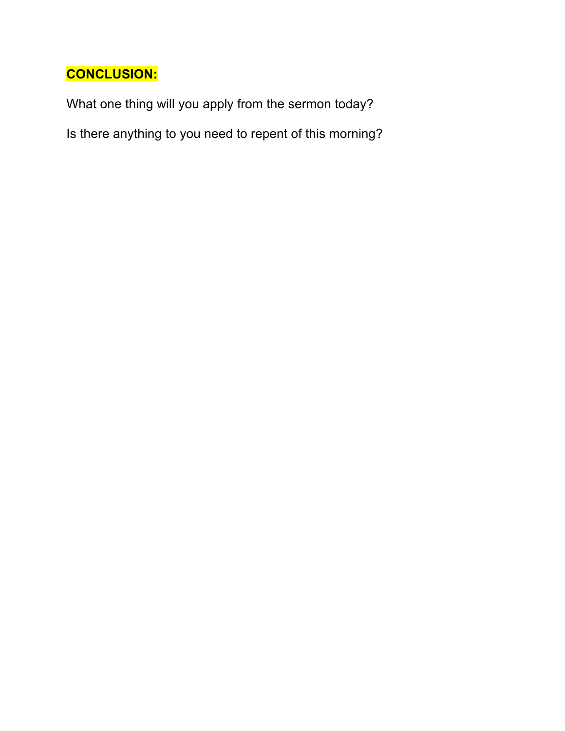**CONCLUSION:**

What one thing will you apply from the sermon today?

Is there anything to you need to repent of this morning?